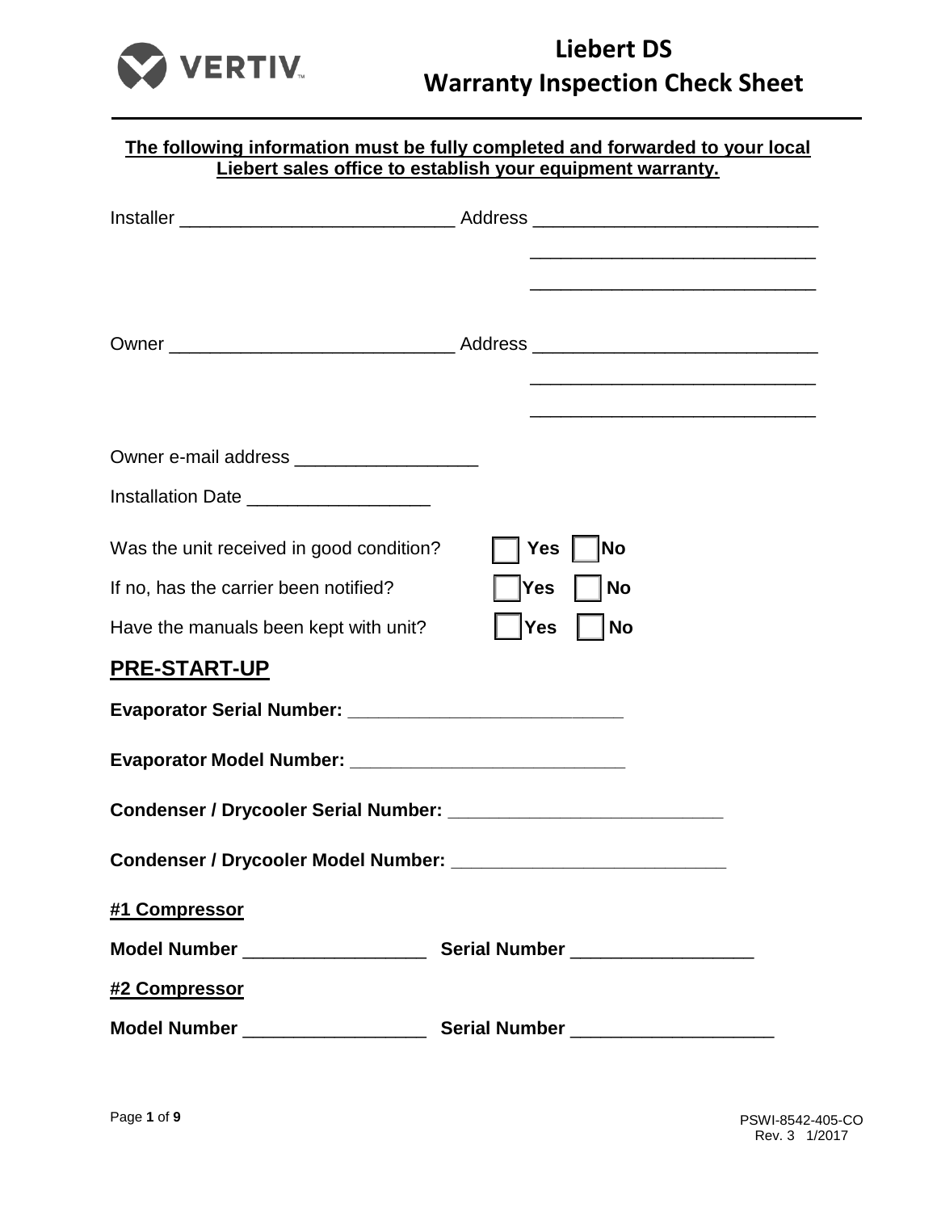# Liebert DS Warranty Inspection Check Sheet

**The following information must be fully completed and forwarded to your local Liebert sales office to establish your equipment warranty.**

Installer ___________________________ Address ___________________________

___________________________

___________________________

Owner ___________________________ Address ___________________________

___________________________

___________________________

Owner e-mail address __________________

Installation Date __________________

Was the unit received in good condition? ☐ **Yes** ☐ **No**

If no, has the carrier been notified? ☐ **Yes** ☐ **No**

Have the manuals been kept with unit? ☐ **Yes** ☐ **No**

## PRE-START-UP

**Evaporator Serial Number:** ___________________________

**Evaporator Model Number:** ___________________________

**Condenser / Drycooler Serial Number:** ___________________________

**Condenser / Drycooler Model Number:** ___________________________

**#1 Compressor**

**Model Number** __________________ **Serial Number** __________________

**#2 Compressor**

**Model Number** __________________ **Serial Number** ____________________

PSWI-8542-405-CO
Rev. 3 1/2017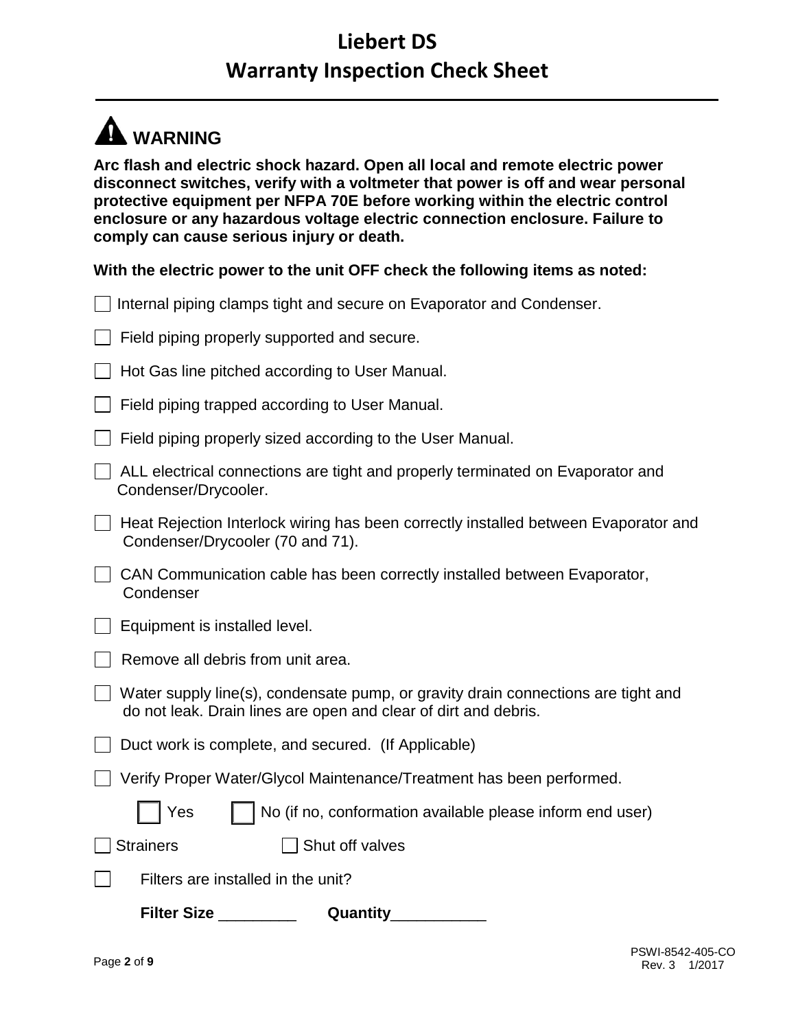# Liebert DS

# Warranty Inspection Check Sheet

## ⚠ WARNING

**Arc flash and electric shock hazard. Open all local and remote electric power disconnect switches, verify with a voltmeter that power is off and wear personal protective equipment per NFPA 70E before working within the electric control enclosure or any hazardous voltage electric connection enclosure. Failure to comply can cause serious injury or death.**

**With the electric power to the unit OFF check the following items as noted:**

- ☐ Internal piping clamps tight and secure on Evaporator and Condenser.
- ☐ Field piping properly supported and secure.
- ☐ Hot Gas line pitched according to User Manual.
- ☐ Field piping trapped according to User Manual.
- ☐ Field piping properly sized according to the User Manual.
- ☐ ALL electrical connections are tight and properly terminated on Evaporator and Condenser/Drycooler.
- ☐ Heat Rejection Interlock wiring has been correctly installed between Evaporator and Condenser/Drycooler (70 and 71).
- ☐ CAN Communication cable has been correctly installed between Evaporator, Condenser
- ☐ Equipment is installed level.
- ☐ Remove all debris from unit area.
- ☐ Water supply line(s), condensate pump, or gravity drain connections are tight and do not leak. Drain lines are open and clear of dirt and debris.
- ☐ Duct work is complete, and secured. (If Applicable)
- ☐ Verify Proper Water/Glycol Maintenance/Treatment has been performed.

  ☐ Yes ☐ No (if no, conformation available please inform end user)

- ☐ Strainers ☐ Shut off valves
- ☐ Filters are installed in the unit?

  **Filter Size** _________ **Quantity**___________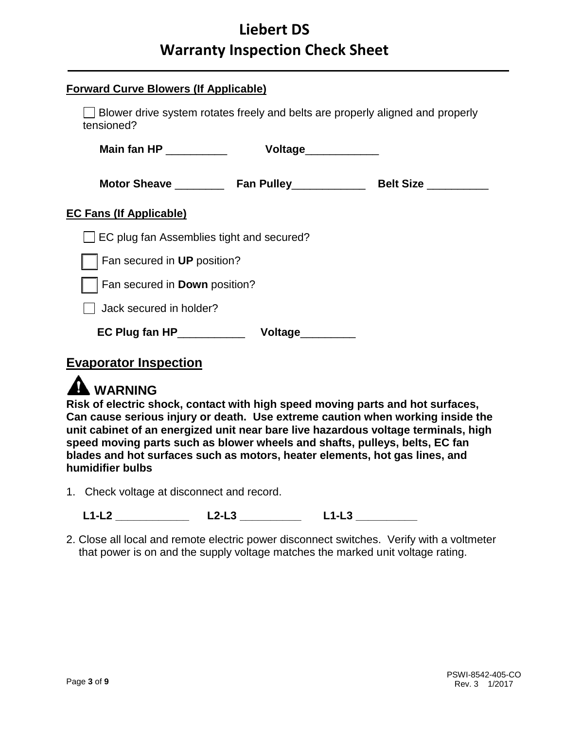# Liebert DS
# Warranty Inspection Check Sheet

**Forward Curve Blowers (If Applicable)**

☐ Blower drive system rotates freely and belts are properly aligned and properly tensioned?

**Main fan HP** __________ **Voltage**____________

**Motor Sheave** ________ **Fan Pulley**____________ **Belt Size** __________

**EC Fans (If Applicable)**

☐ EC plug fan Assemblies tight and secured?

☐ Fan secured in **UP** position?

☐ Fan secured in **Down** position?

☐ Jack secured in holder?

**EC Plug fan HP**___________ **Voltage**_________

## Evaporator Inspection

### WARNING

**Risk of electric shock, contact with high speed moving parts and hot surfaces, Can cause serious injury or death. Use extreme caution when working inside the unit cabinet of an energized unit near bare live hazardous voltage terminals, high speed moving parts such as blower wheels and shafts, pulleys, belts, EC fan blades and hot surfaces such as motors, heater elements, hot gas lines, and humidifier bulbs**

1. Check voltage at disconnect and record.

   **L1-L2 ___________ L2-L3 _________ L1-L3 _________**

2. Close all local and remote electric power disconnect switches. Verify with a voltmeter that power is on and the supply voltage matches the marked unit voltage rating.

PSWI-8542-405-CO
Rev. 3 1/2017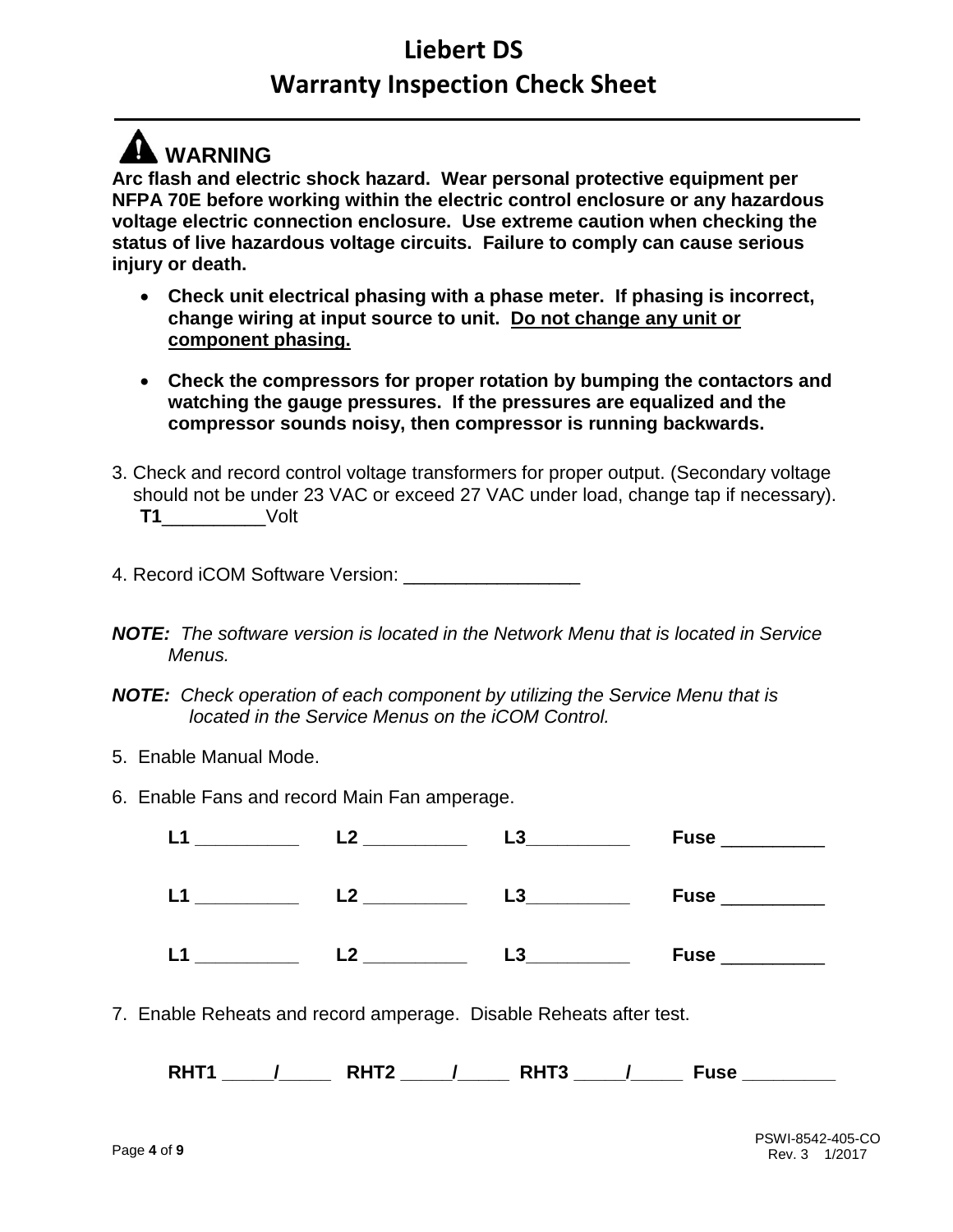# Liebert DS

## Warranty Inspection Check Sheet

**WARNING**

**Arc flash and electric shock hazard. Wear personal protective equipment per NFPA 70E before working within the electric control enclosure or any hazardous voltage electric connection enclosure. Use extreme caution when checking the status of live hazardous voltage circuits. Failure to comply can cause serious injury or death.**

- **Check unit electrical phasing with a phase meter. If phasing is incorrect, change wiring at input source to unit. <u>Do not change any unit or component phasing.</u>**
- **Check the compressors for proper rotation by bumping the contactors and watching the gauge pressures. If the pressures are equalized and the compressor sounds noisy, then compressor is running backwards.**

3. Check and record control voltage transformers for proper output. (Secondary voltage should not be under 23 VAC or exceed 27 VAC under load, change tap if necessary).
   **T1**__________Volt

4. Record iCOM Software Version: _________________

***NOTE:*** *The software version is located in the Network Menu that is located in Service Menus.*

***NOTE:*** *Check operation of each component by utilizing the Service Menu that is located in the Service Menus on the iCOM Control.*

5. Enable Manual Mode.

6. Enable Fans and record Main Fan amperage.

   **L1** __________ **L2** __________ **L3**__________ **Fuse** __________

   **L1** __________ **L2** __________ **L3**__________ **Fuse** __________

   **L1** __________ **L2** __________ **L3**__________ **Fuse** __________

7. Enable Reheats and record amperage. Disable Reheats after test.

   **RHT1** _____/_____ **RHT2** _____/_____ **RHT3** _____/_____ **Fuse** _________

PSWI-8542-405-CO
Rev. 3 1/2017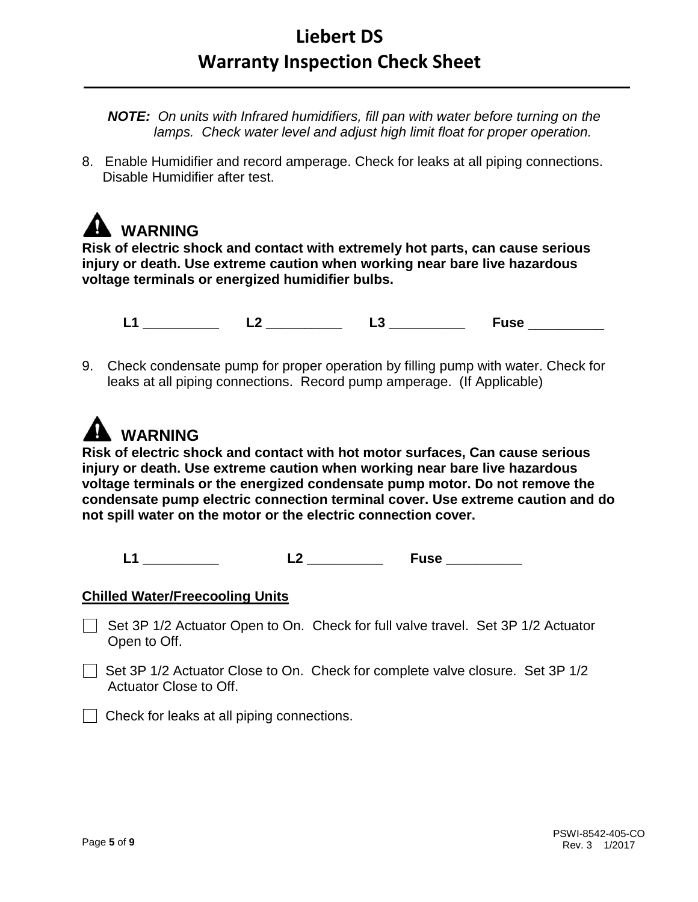*NOTE: On units with Infrared humidifiers, fill pan with water before turning on the lamps. Check water level and adjust high limit float for proper operation.*

8. Enable Humidifier and record amperage. Check for leaks at all piping connections. Disable Humidifier after test.

**⚠ WARNING**

**Risk of electric shock and contact with extremely hot parts, can cause serious injury or death. Use extreme caution when working near bare live hazardous voltage terminals or energized humidifier bulbs.**

**L1** __________ **L2** __________ **L3** __________ **Fuse** __________

9. Check condensate pump for proper operation by filling pump with water. Check for leaks at all piping connections. Record pump amperage. (If Applicable)

**⚠ WARNING**

**Risk of electric shock and contact with hot motor surfaces, Can cause serious injury or death. Use extreme caution when working near bare live hazardous voltage terminals or the energized condensate pump motor. Do not remove the condensate pump electric connection terminal cover. Use extreme caution and do not spill water on the motor or the electric connection cover.**

**L1** __________ **L2** __________ **Fuse** __________

**<u>Chilled Water/Freecooling Units</u>**

- ☐ Set 3P 1/2 Actuator Open to On. Check for full valve travel. Set 3P 1/2 Actuator Open to Off.
- ☐ Set 3P 1/2 Actuator Close to On. Check for complete valve closure. Set 3P 1/2 Actuator Close to Off.
- ☐ Check for leaks at all piping connections.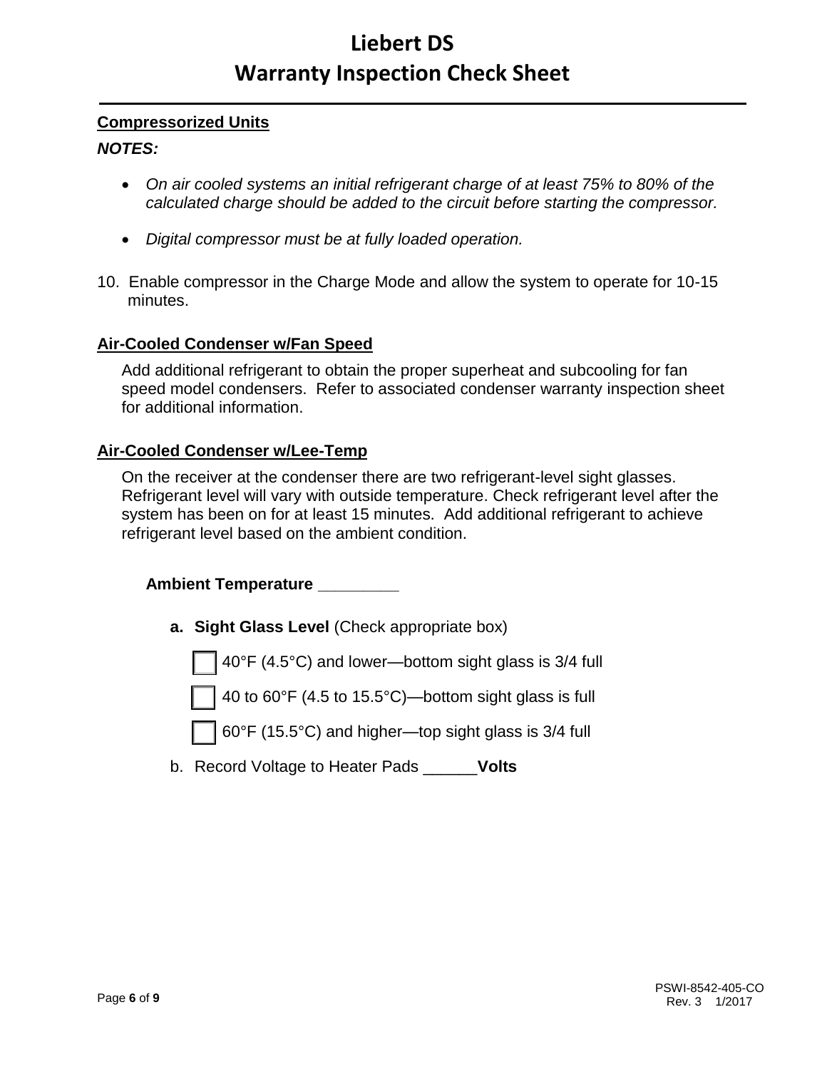## Compressorized Units

***NOTES:***

- *On air cooled systems an initial refrigerant charge of at least 75% to 80% of the calculated charge should be added to the circuit before starting the compressor.*
- *Digital compressor must be at fully loaded operation.*

10. Enable compressor in the Charge Mode and allow the system to operate for 10-15 minutes.

### Air-Cooled Condenser w/Fan Speed

Add additional refrigerant to obtain the proper superheat and subcooling for fan speed model condensers. Refer to associated condenser warranty inspection sheet for additional information.

### Air-Cooled Condenser w/Lee-Temp

On the receiver at the condenser there are two refrigerant-level sight glasses. Refrigerant level will vary with outside temperature. Check refrigerant level after the system has been on for at least 15 minutes. Add additional refrigerant to achieve refrigerant level based on the ambient condition.

**Ambient Temperature \_\_\_\_\_\_\_\_\_**

a. **Sight Glass Level** (Check appropriate box)

   - ☐ 40°F (4.5°C) and lower—bottom sight glass is 3/4 full
   - ☐ 40 to 60°F (4.5 to 15.5°C)—bottom sight glass is full
   - ☐ 60°F (15.5°C) and higher—top sight glass is 3/4 full

b. Record Voltage to Heater Pads \_\_\_\_\_\_**Volts**

PSWI-8542-405-CO
Rev. 3 1/2017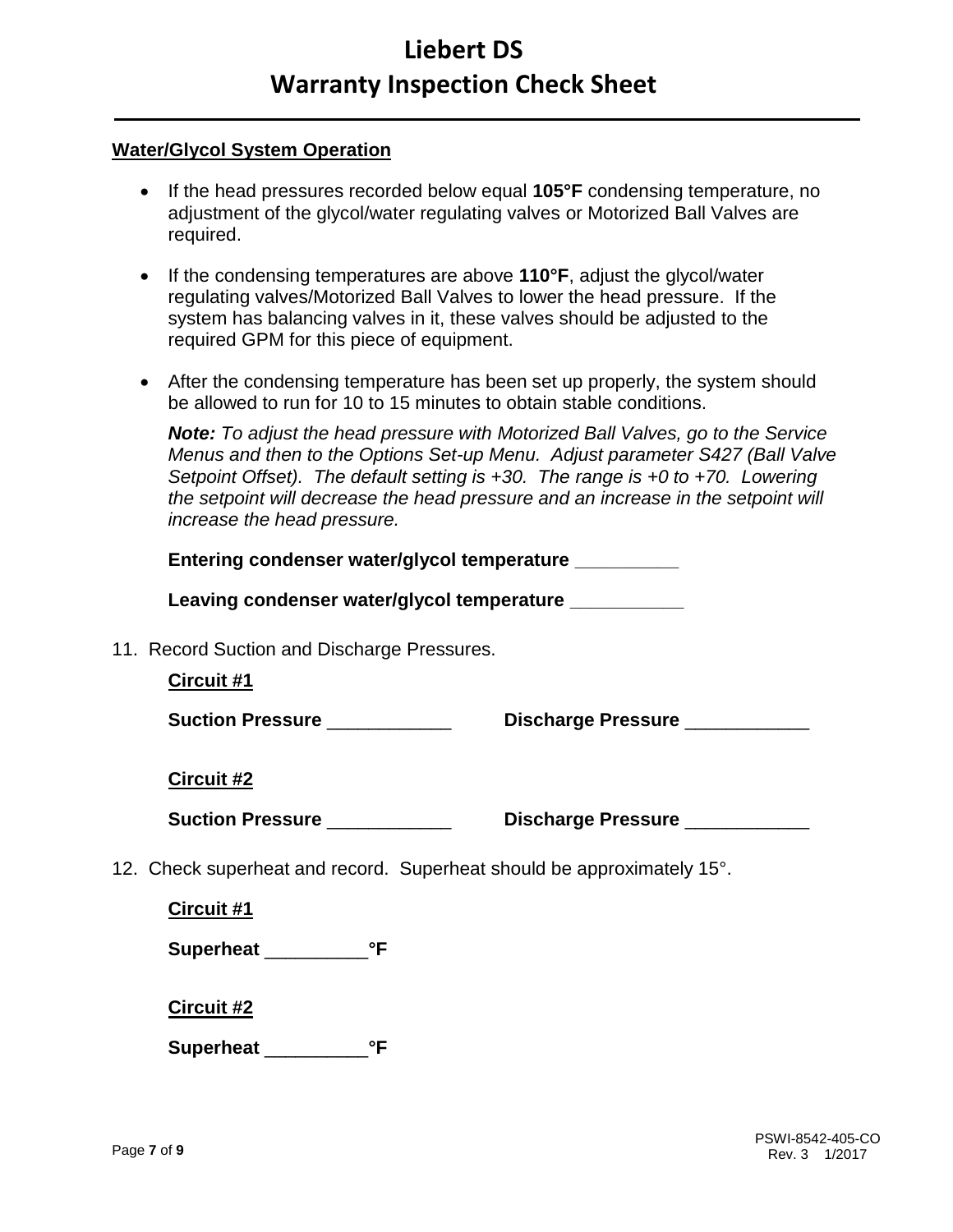**Water/Glycol System Operation**

- If the head pressures recorded below equal **105°F** condensing temperature, no adjustment of the glycol/water regulating valves or Motorized Ball Valves are required.

- If the condensing temperatures are above **110°F**, adjust the glycol/water regulating valves/Motorized Ball Valves to lower the head pressure. If the system has balancing valves in it, these valves should be adjusted to the required GPM for this piece of equipment.

- After the condensing temperature has been set up properly, the system should be allowed to run for 10 to 15 minutes to obtain stable conditions.

  ***Note:*** *To adjust the head pressure with Motorized Ball Valves, go to the Service Menus and then to the Options Set-up Menu. Adjust parameter S427 (Ball Valve Setpoint Offset). The default setting is +30. The range is +0 to +70. Lowering the setpoint will decrease the head pressure and an increase in the setpoint will increase the head pressure.*

  **Entering condenser water/glycol temperature __________**

  **Leaving condenser water/glycol temperature ___________**

11. Record Suction and Discharge Pressures.

    **Circuit #1**

    **Suction Pressure** ____________ **Discharge Pressure** ____________

    **Circuit #2**

    **Suction Pressure** ____________ **Discharge Pressure** ____________

12. Check superheat and record. Superheat should be approximately 15°.

    **Circuit #1**

    **Superheat** __________**°F**

    **Circuit #2**

    **Superheat** __________**°F**

PSWI-8542-405-CO
Rev. 3 1/2017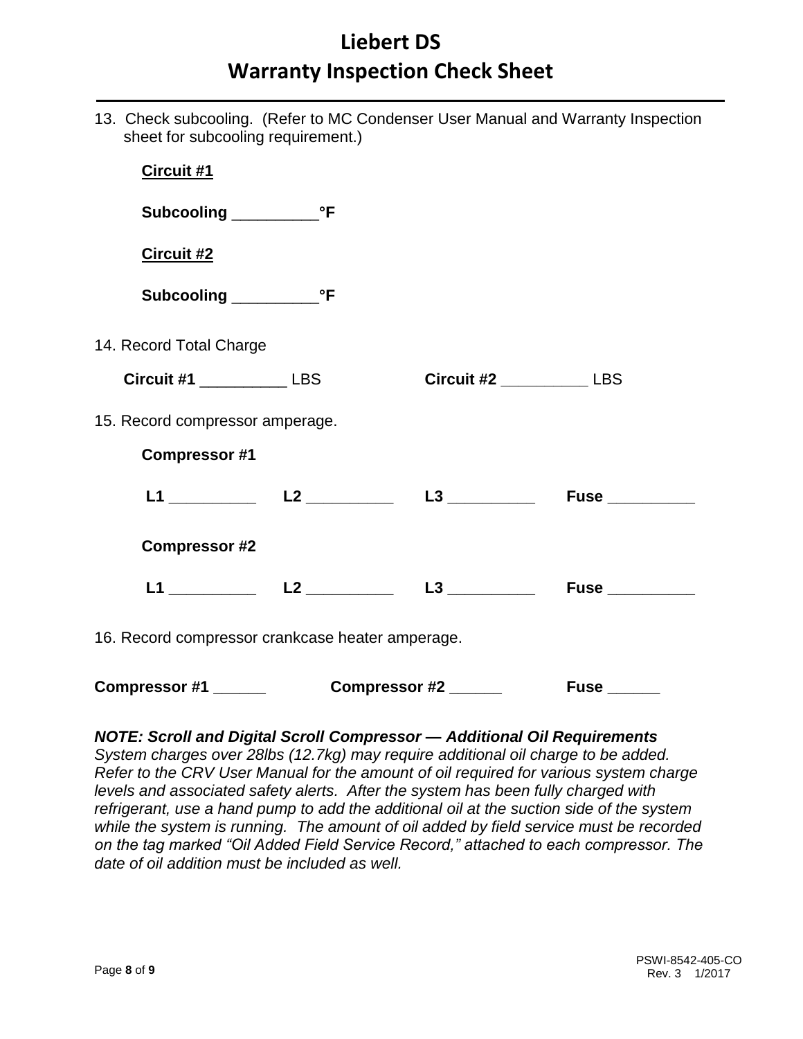# Liebert DS
# Warranty Inspection Check Sheet

13. Check subcooling. (Refer to MC Condenser User Manual and Warranty Inspection sheet for subcooling requirement.)

**Circuit #1**

**Subcooling __________°F**

**Circuit #2**

**Subcooling __________°F**

14. Record Total Charge

**Circuit #1** __________ LBS **Circuit #2** __________ LBS

15. Record compressor amperage.

**Compressor #1**

**L1** __________ **L2** __________ **L3** __________ **Fuse** __________

**Compressor #2**

**L1** __________ **L2** __________ **L3** __________ **Fuse** __________

16. Record compressor crankcase heater amperage.

**Compressor #1** ______ **Compressor #2** ______ **Fuse** ______

***NOTE: Scroll and Digital Scroll Compressor — Additional Oil Requirements***
*System charges over 28lbs (12.7kg) may require additional oil charge to be added. Refer to the CRV User Manual for the amount of oil required for various system charge levels and associated safety alerts. After the system has been fully charged with refrigerant, use a hand pump to add the additional oil at the suction side of the system while the system is running. The amount of oil added by field service must be recorded on the tag marked "Oil Added Field Service Record," attached to each compressor. The date of oil addition must be included as well.*

PSWI-8542-405-CO
Rev. 3 1/2017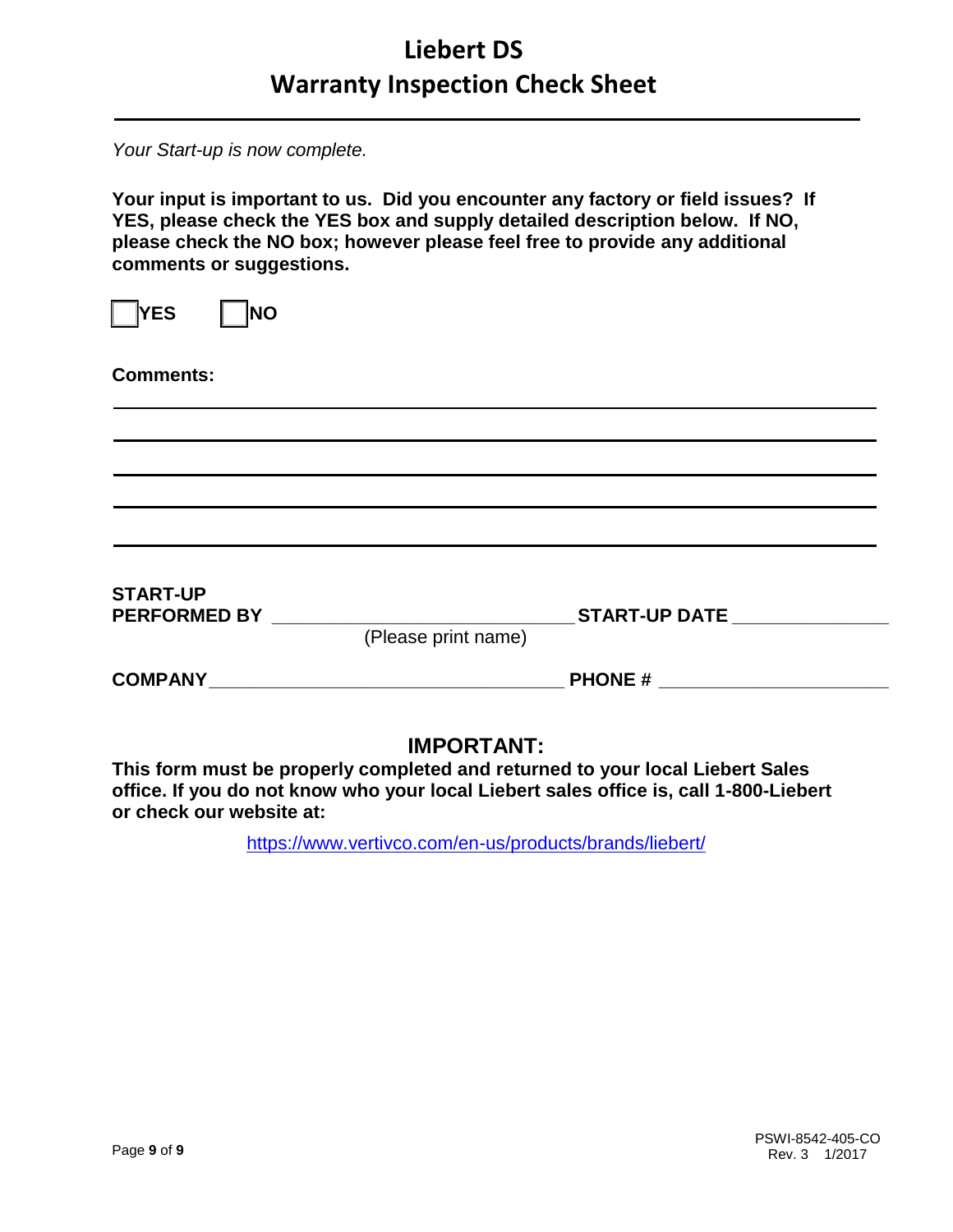# Liebert DS
# Warranty Inspection Check Sheet

*Your Start-up is now complete.*

**Your input is important to us. Did you encounter any factory or field issues? If YES, please check the YES box and supply detailed description below. If NO, please check the NO box; however please feel free to provide any additional comments or suggestions.**

☐ **YES** ☐ **NO**

**Comments:**

________________________________________________________________________________

________________________________________________________________________________

________________________________________________________________________________

________________________________________________________________________________

________________________________________________________________________________

**START-UP PERFORMED BY** ____________________________ **START-UP DATE** ______________

(Please print name)

**COMPANY** ________________________________ **PHONE #** ____________________

## IMPORTANT:

**This form must be properly completed and returned to your local Liebert Sales office. If you do not know who your local Liebert sales office is, call 1-800-Liebert or check our website at:**

https://www.vertivco.com/en-us/products/brands/liebert/

PSWI-8542-405-CO
Rev. 3 1/2017